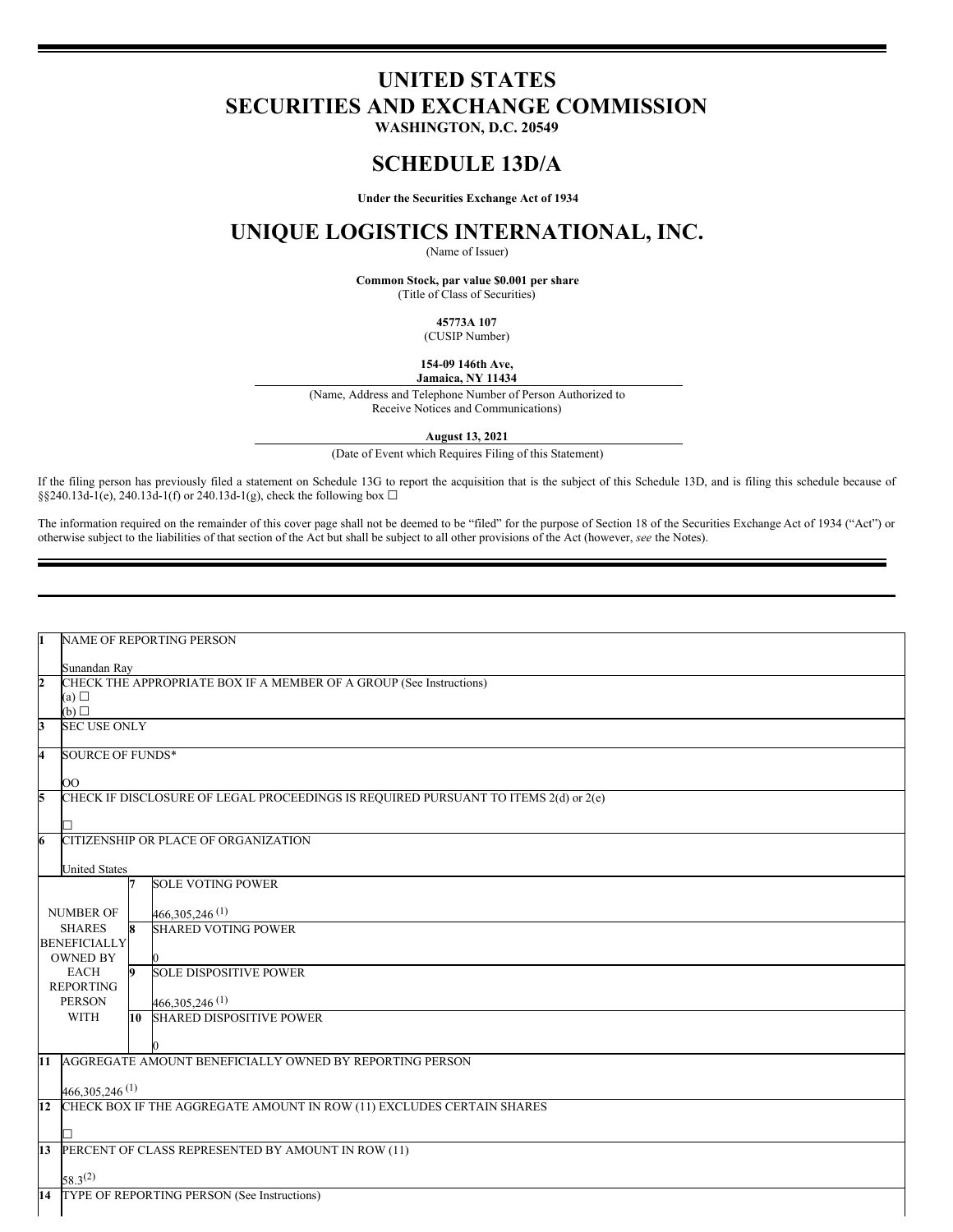# UNITED STATES
# SECURITIES AND EXCHANGE COMMISSION

**WASHINGTON, D.C. 20549**

## SCHEDULE 13D/A

**Under the Securities Exchange Act of 1934**

## UNIQUE LOGISTICS INTERNATIONAL, INC.

(Name of Issuer)

**Common Stock, par value $0.001 per share**
(Title of Class of Securities)

**45773A 107**
(CUSIP Number)

**154-09 146th Ave,**
**Jamaica, NY 11434**
(Name, Address and Telephone Number of Person Authorized to Receive Notices and Communications)

**August 13, 2021**
(Date of Event which Requires Filing of this Statement)

If the filing person has previously filed a statement on Schedule 13G to report the acquisition that is the subject of this Schedule 13D, and is filing this schedule because of §§240.13d-1(e), 240.13d-1(f) or 240.13d-1(g), check the following box ☐

The information required on the remainder of this cover page shall not be deemed to be "filed" for the purpose of Section 18 of the Securities Exchange Act of 1934 ("Act") or otherwise subject to the liabilities of that section of the Act but shall be subject to all other provisions of the Act (however, *see* the Notes).

| | | | |
|---|---|---|---|
| 1 | NAME OF REPORTING PERSON<br><br>Sunandan Ray | | |
| 2 | CHECK THE APPROPRIATE BOX IF A MEMBER OF A GROUP (See Instructions)<br>(a) ☐<br>(b) ☐ | | |
| 3 | SEC USE ONLY | | |
| 4 | SOURCE OF FUNDS*<br><br>OO | | |
| 5 | CHECK IF DISCLOSURE OF LEGAL PROCEEDINGS IS REQUIRED PURSUANT TO ITEMS 2(d) or 2(e)<br><br>☐ | | |
| 6 | CITIZENSHIP OR PLACE OF ORGANIZATION<br><br>United States | | |
| NUMBER OF SHARES BENEFICIALLY OWNED BY EACH REPORTING PERSON WITH | 7 | SOLE VOTING POWER<br><br>466,305,246 (1) | |
| | 8 | SHARED VOTING POWER<br><br>0 | |
| | 9 | SOLE DISPOSITIVE POWER<br><br>466,305,246 (1) | |
| | 10 | SHARED DISPOSITIVE POWER<br><br>0 | |
| 11 | AGGREGATE AMOUNT BENEFICIALLY OWNED BY REPORTING PERSON<br><br>466,305,246 (1) | | |
| 12 | CHECK BOX IF THE AGGREGATE AMOUNT IN ROW (11) EXCLUDES CERTAIN SHARES<br><br>☐ | | |
| 13 | PERCENT OF CLASS REPRESENTED BY AMOUNT IN ROW (11)<br><br>58.3(2) | | |
| 14 | TYPE OF REPORTING PERSON (See Instructions) | | |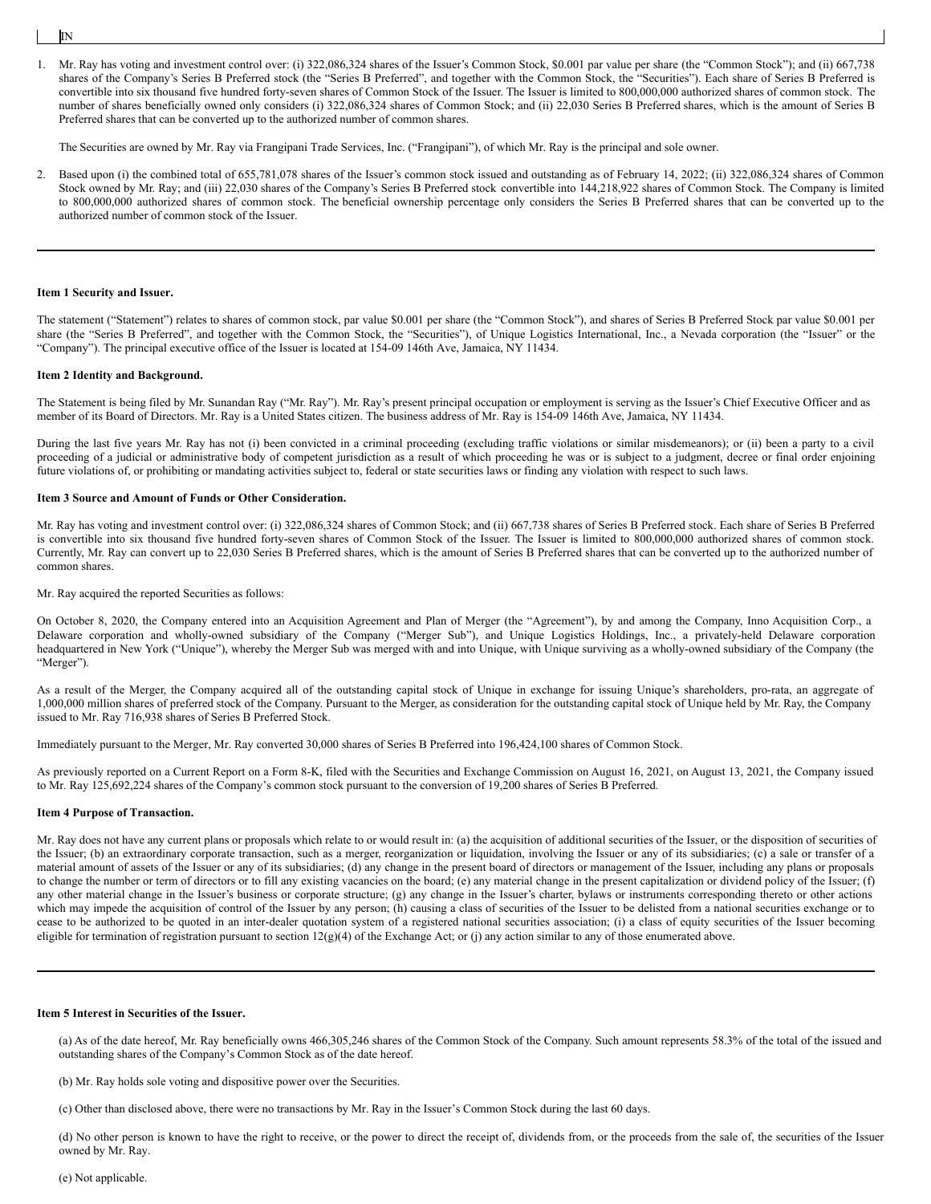IN

1. Mr. Ray has voting and investment control over: (i) 322,086,324 shares of the Issuer's Common Stock, $0.001 par value per share (the "Common Stock"); and (ii) 667,738 shares of the Company's Series B Preferred stock (the "Series B Preferred", and together with the Common Stock, the "Securities"). Each share of Series B Preferred is convertible into six thousand five hundred forty-seven shares of Common Stock of the Issuer. The Issuer is limited to 800,000,000 authorized shares of common stock. The number of shares beneficially owned only considers (i) 322,086,324 shares of Common Stock; and (ii) 22,030 Series B Preferred shares, which is the amount of Series B Preferred shares that can be converted up to the authorized number of common shares.

   The Securities are owned by Mr. Ray via Frangipani Trade Services, Inc. ("Frangipani"), of which Mr. Ray is the principal and sole owner.

2. Based upon (i) the combined total of 655,781,078 shares of the Issuer's common stock issued and outstanding as of February 14, 2022; (ii) 322,086,324 shares of Common Stock owned by Mr. Ray; and (iii) 22,030 shares of the Company's Series B Preferred stock convertible into 144,218,922 shares of Common Stock. The Company is limited to 800,000,000 authorized shares of common stock. The beneficial ownership percentage only considers the Series B Preferred shares that can be converted up to the authorized number of common stock of the Issuer.

---

**Item 1 Security and Issuer.**

The statement ("Statement") relates to shares of common stock, par value $0.001 per share (the "Common Stock"), and shares of Series B Preferred Stock par value $0.001 per share (the "Series B Preferred", and together with the Common Stock, the "Securities"), of Unique Logistics International, Inc., a Nevada corporation (the "Issuer" or the "Company"). The principal executive office of the Issuer is located at 154-09 146th Ave, Jamaica, NY 11434.

**Item 2 Identity and Background.**

The Statement is being filed by Mr. Sunandan Ray ("Mr. Ray"). Mr. Ray's present principal occupation or employment is serving as the Issuer's Chief Executive Officer and as member of its Board of Directors. Mr. Ray is a United States citizen. The business address of Mr. Ray is 154-09 146th Ave, Jamaica, NY 11434.

During the last five years Mr. Ray has not (i) been convicted in a criminal proceeding (excluding traffic violations or similar misdemeanors); or (ii) been a party to a civil proceeding of a judicial or administrative body of competent jurisdiction as a result of which proceeding he was or is subject to a judgment, decree or final order enjoining future violations of, or prohibiting or mandating activities subject to, federal or state securities laws or finding any violation with respect to such laws.

**Item 3 Source and Amount of Funds or Other Consideration.**

Mr. Ray has voting and investment control over: (i) 322,086,324 shares of Common Stock; and (ii) 667,738 shares of Series B Preferred stock. Each share of Series B Preferred is convertible into six thousand five hundred forty-seven shares of Common Stock of the Issuer. The Issuer is limited to 800,000,000 authorized shares of common stock. Currently, Mr. Ray can convert up to 22,030 Series B Preferred shares, which is the amount of Series B Preferred shares that can be converted up to the authorized number of common shares.

Mr. Ray acquired the reported Securities as follows:

On October 8, 2020, the Company entered into an Acquisition Agreement and Plan of Merger (the "Agreement"), by and among the Company, Inno Acquisition Corp., a Delaware corporation and wholly-owned subsidiary of the Company ("Merger Sub"), and Unique Logistics Holdings, Inc., a privately-held Delaware corporation headquartered in New York ("Unique"), whereby the Merger Sub was merged with and into Unique, with Unique surviving as a wholly-owned subsidiary of the Company (the "Merger").

As a result of the Merger, the Company acquired all of the outstanding capital stock of Unique in exchange for issuing Unique's shareholders, pro-rata, an aggregate of 1,000,000 million shares of preferred stock of the Company. Pursuant to the Merger, as consideration for the outstanding capital stock of Unique held by Mr. Ray, the Company issued to Mr. Ray 716,938 shares of Series B Preferred Stock.

Immediately pursuant to the Merger, Mr. Ray converted 30,000 shares of Series B Preferred into 196,424,100 shares of Common Stock.

As previously reported on a Current Report on a Form 8-K, filed with the Securities and Exchange Commission on August 16, 2021, on August 13, 2021, the Company issued to Mr. Ray 125,692,224 shares of the Company's common stock pursuant to the conversion of 19,200 shares of Series B Preferred.

**Item 4 Purpose of Transaction.**

Mr. Ray does not have any current plans or proposals which relate to or would result in: (a) the acquisition of additional securities of the Issuer, or the disposition of securities of the Issuer; (b) an extraordinary corporate transaction, such as a merger, reorganization or liquidation, involving the Issuer or any of its subsidiaries; (c) a sale or transfer of a material amount of assets of the Issuer or any of its subsidiaries; (d) any change in the present board of directors or management of the Issuer, including any plans or proposals to change the number or term of directors or to fill any existing vacancies on the board; (e) any material change in the present capitalization or dividend policy of the Issuer; (f) any other material change in the Issuer's business or corporate structure; (g) any change in the Issuer's charter, bylaws or instruments corresponding thereto or other actions which may impede the acquisition of control of the Issuer by any person; (h) causing a class of securities of the Issuer to be delisted from a national securities exchange or to cease to be authorized to be quoted in an inter-dealer quotation system of a registered national securities association; (i) a class of equity securities of the Issuer becoming eligible for termination of registration pursuant to section 12(g)(4) of the Exchange Act; or (j) any action similar to any of those enumerated above.

---

**Item 5 Interest in Securities of the Issuer.**

(a) As of the date hereof, Mr. Ray beneficially owns 466,305,246 shares of the Common Stock of the Company. Such amount represents 58.3% of the total of the issued and outstanding shares of the Company's Common Stock as of the date hereof.

(b) Mr. Ray holds sole voting and dispositive power over the Securities.

(c) Other than disclosed above, there were no transactions by Mr. Ray in the Issuer's Common Stock during the last 60 days.

(d) No other person is known to have the right to receive, or the power to direct the receipt of, dividends from, or the proceeds from the sale of, the securities of the Issuer owned by Mr. Ray.

(e) Not applicable.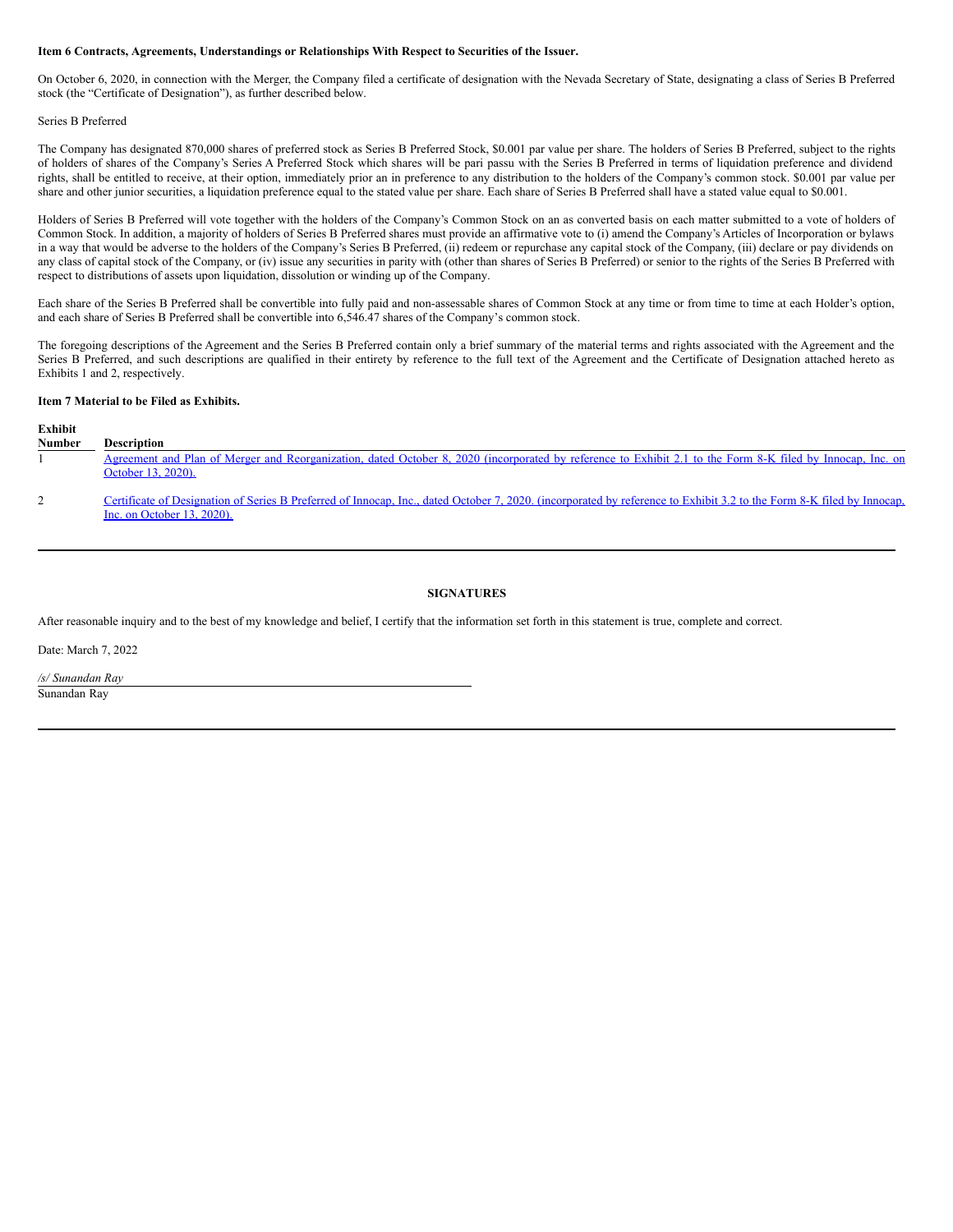**Item 6 Contracts, Agreements, Understandings or Relationships With Respect to Securities of the Issuer.**

On October 6, 2020, in connection with the Merger, the Company filed a certificate of designation with the Nevada Secretary of State, designating a class of Series B Preferred stock (the "Certificate of Designation"), as further described below.

Series B Preferred

The Company has designated 870,000 shares of preferred stock as Series B Preferred Stock, $0.001 par value per share. The holders of Series B Preferred, subject to the rights of holders of shares of the Company's Series A Preferred Stock which shares will be pari passu with the Series B Preferred in terms of liquidation preference and dividend rights, shall be entitled to receive, at their option, immediately prior an in preference to any distribution to the holders of the Company's common stock. $0.001 par value per share and other junior securities, a liquidation preference equal to the stated value per share. Each share of Series B Preferred shall have a stated value equal to $0.001.

Holders of Series B Preferred will vote together with the holders of the Company's Common Stock on an as converted basis on each matter submitted to a vote of holders of Common Stock. In addition, a majority of holders of Series B Preferred shares must provide an affirmative vote to (i) amend the Company's Articles of Incorporation or bylaws in a way that would be adverse to the holders of the Company's Series B Preferred, (ii) redeem or repurchase any capital stock of the Company, (iii) declare or pay dividends on any class of capital stock of the Company, or (iv) issue any securities in parity with (other than shares of Series B Preferred) or senior to the rights of the Series B Preferred with respect to distributions of assets upon liquidation, dissolution or winding up of the Company.

Each share of the Series B Preferred shall be convertible into fully paid and non-assessable shares of Common Stock at any time or from time to time at each Holder's option, and each share of Series B Preferred shall be convertible into 6,546.47 shares of the Company's common stock.

The foregoing descriptions of the Agreement and the Series B Preferred contain only a brief summary of the material terms and rights associated with the Agreement and the Series B Preferred, and such descriptions are qualified in their entirety by reference to the full text of the Agreement and the Certificate of Designation attached hereto as Exhibits 1 and 2, respectively.

**Item 7 Material to be Filed as Exhibits.**

| Exhibit Number | Description |
|---|---|
| 1 | Agreement and Plan of Merger and Reorganization, dated October 8, 2020 (incorporated by reference to Exhibit 2.1 to the Form 8-K filed by Innocap, Inc. on October 13, 2020). |
| 2 | Certificate of Designation of Series B Preferred of Innocap, Inc., dated October 7, 2020. (incorporated by reference to Exhibit 3.2 to the Form 8-K filed by Innocap, Inc. on October 13, 2020). |

**SIGNATURES**

After reasonable inquiry and to the best of my knowledge and belief, I certify that the information set forth in this statement is true, complete and correct.

Date: March 7, 2022

*/s/ Sunandan Ray*

Sunandan Ray